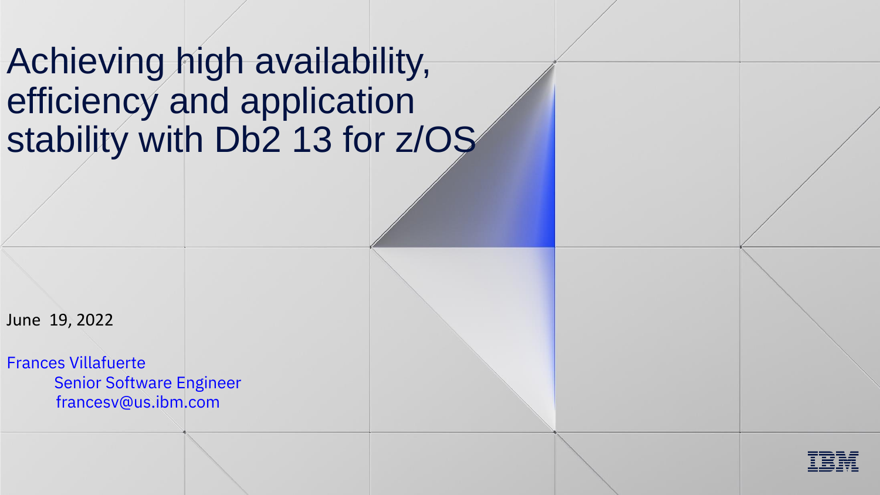# Achieving high availability, efficiency and application stability with Db2 13 for z/OS

June 19, 2022

Frances Villafuerte
Senior Software Engineer
francesv@us.ibm.com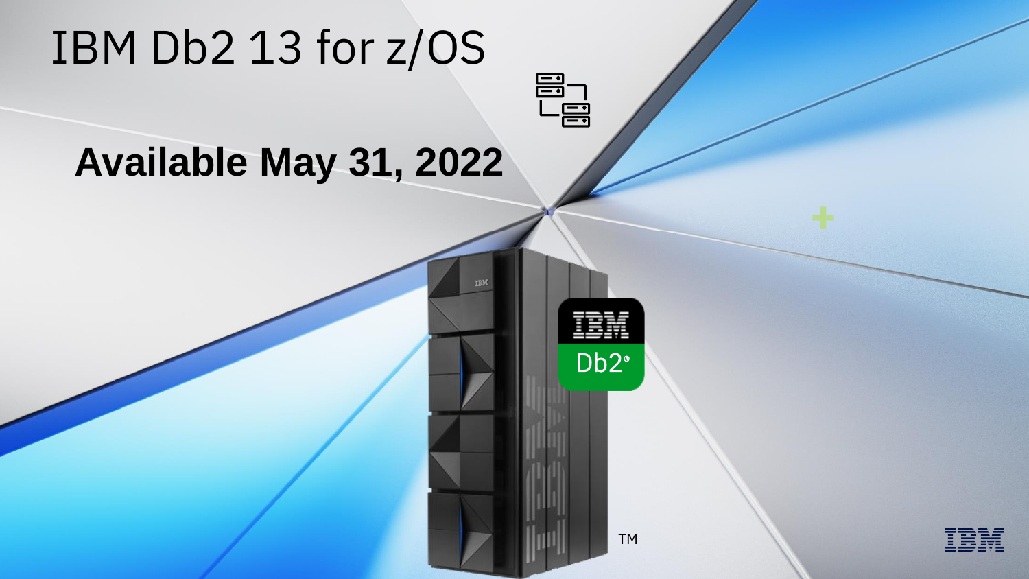# IBM Db2 13 for z/OS

**Available May 31, 2022**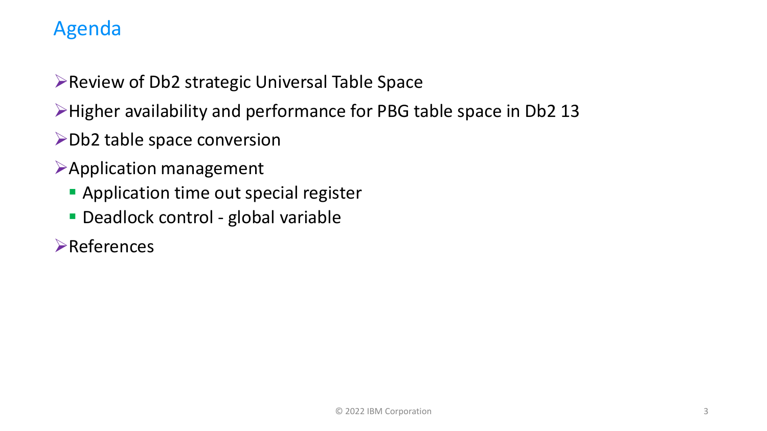# Agenda

- Review of Db2 strategic Universal Table Space
- Higher availability and performance for PBG table space in Db2 13
- Db2 table space conversion
- Application management
  - Application time out special register
  - Deadlock control - global variable
- References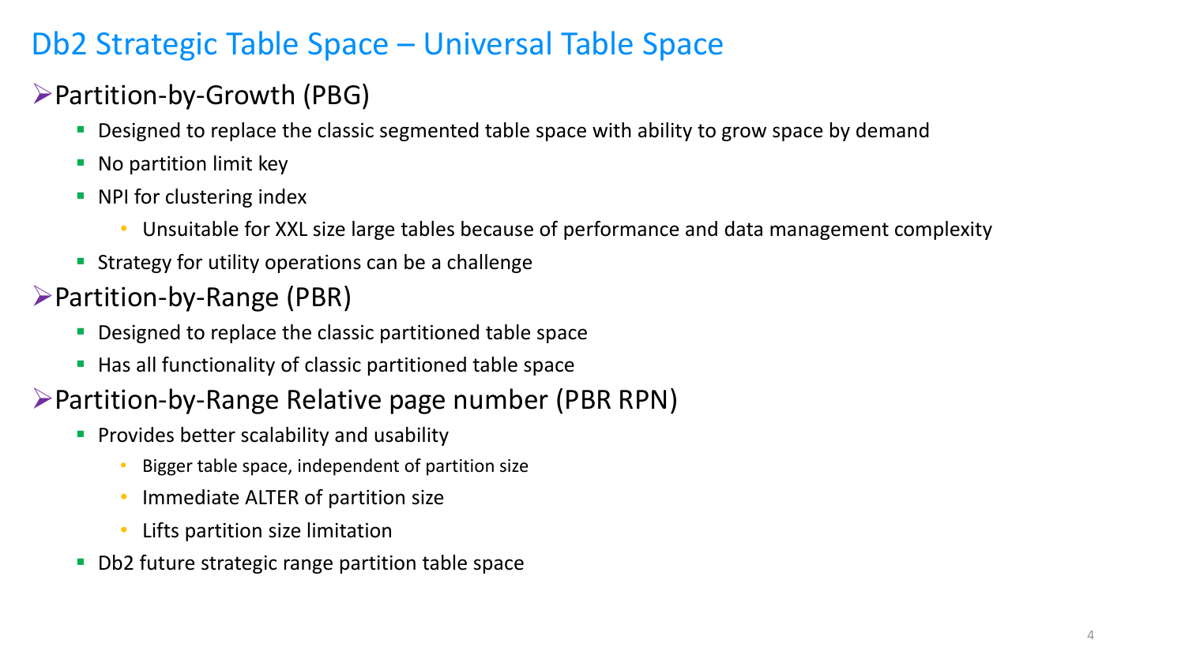# Db2 Strategic Table Space – Universal Table Space

## Partition-by-Growth (PBG)

- Designed to replace the classic segmented table space with ability to grow space by demand
- No partition limit key
- NPI for clustering index
  - Unsuitable for XXL size large tables because of performance and data management complexity
- Strategy for utility operations can be a challenge

## Partition-by-Range (PBR)

- Designed to replace the classic partitioned table space
- Has all functionality of classic partitioned table space

## Partition-by-Range Relative page number (PBR RPN)

- Provides better scalability and usability
  - Bigger table space, independent of partition size
  - Immediate ALTER of partition size
  - Lifts partition size limitation
- Db2 future strategic range partition table space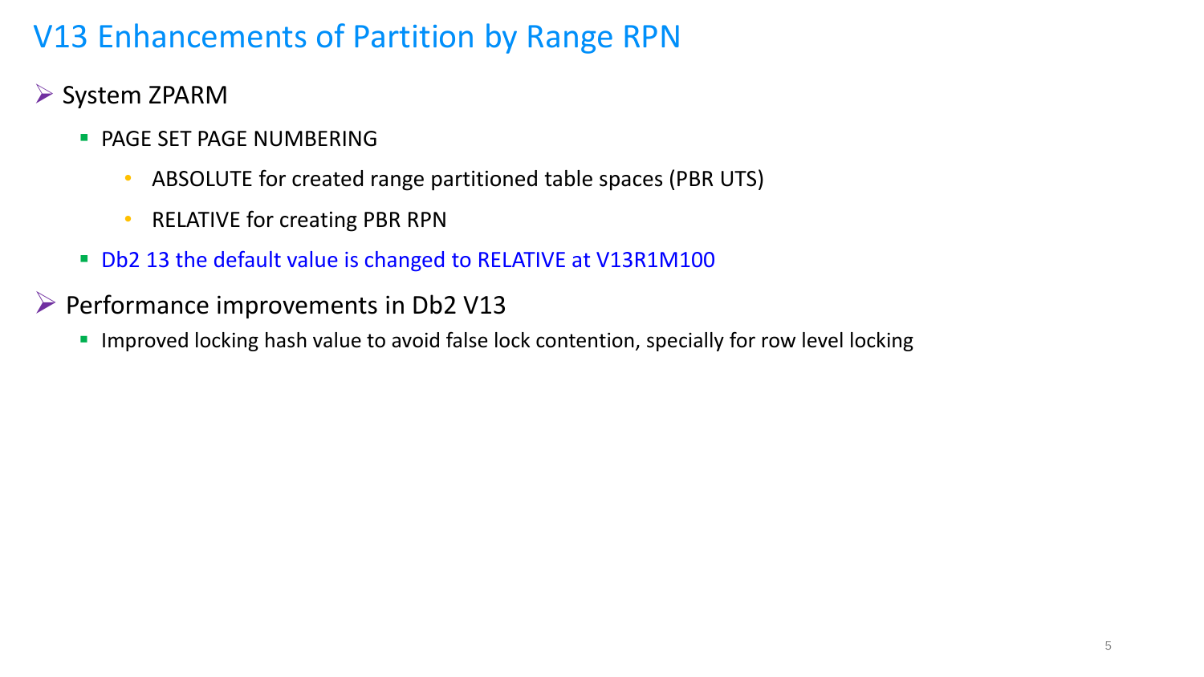# V13 Enhancements of Partition by Range RPN

- System ZPARM
  - PAGE SET PAGE NUMBERING
    - ABSOLUTE for created range partitioned table spaces (PBR UTS)
    - RELATIVE for creating PBR RPN
  - Db2 13 the default value is changed to RELATIVE at V13R1M100
- Performance improvements in Db2 V13
  - Improved locking hash value to avoid false lock contention, specially for row level locking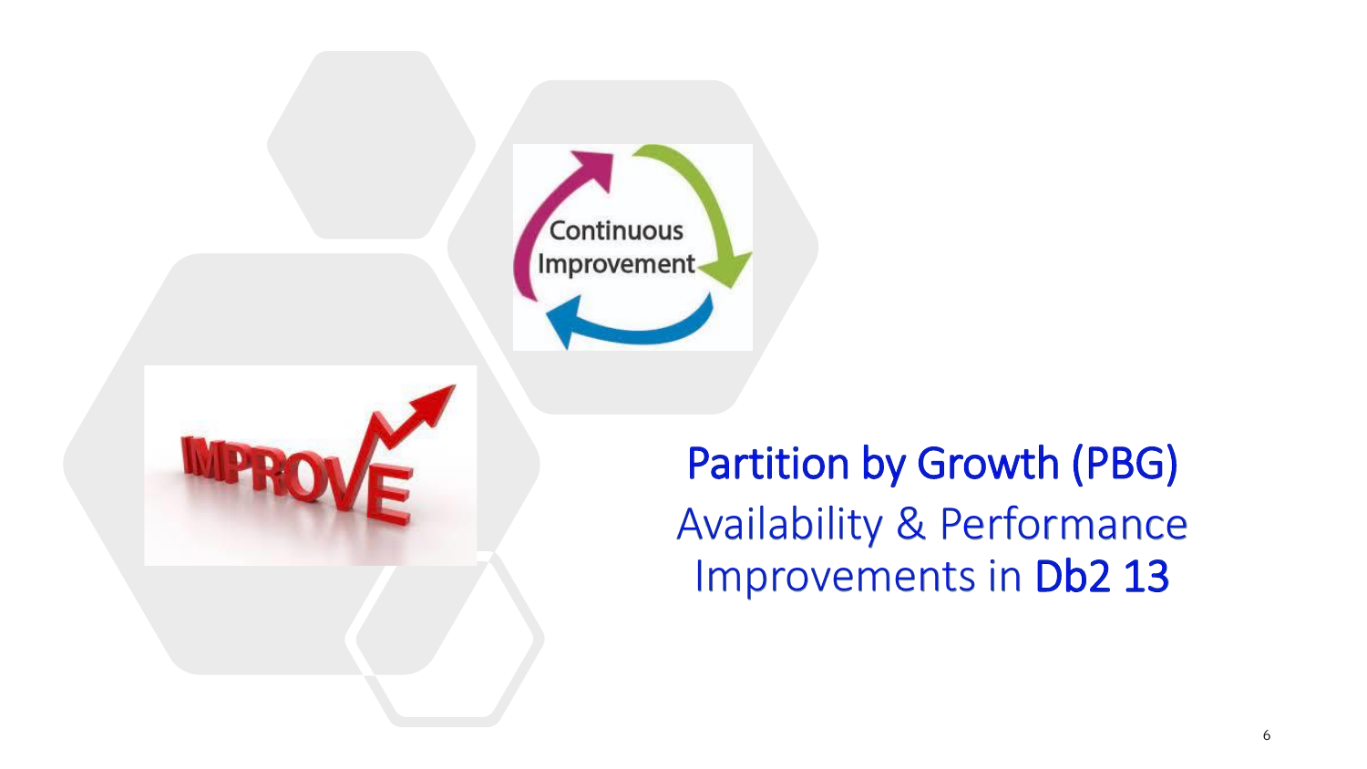# Partition by Growth (PBG)

## Availability & Performance Improvements in Db2 13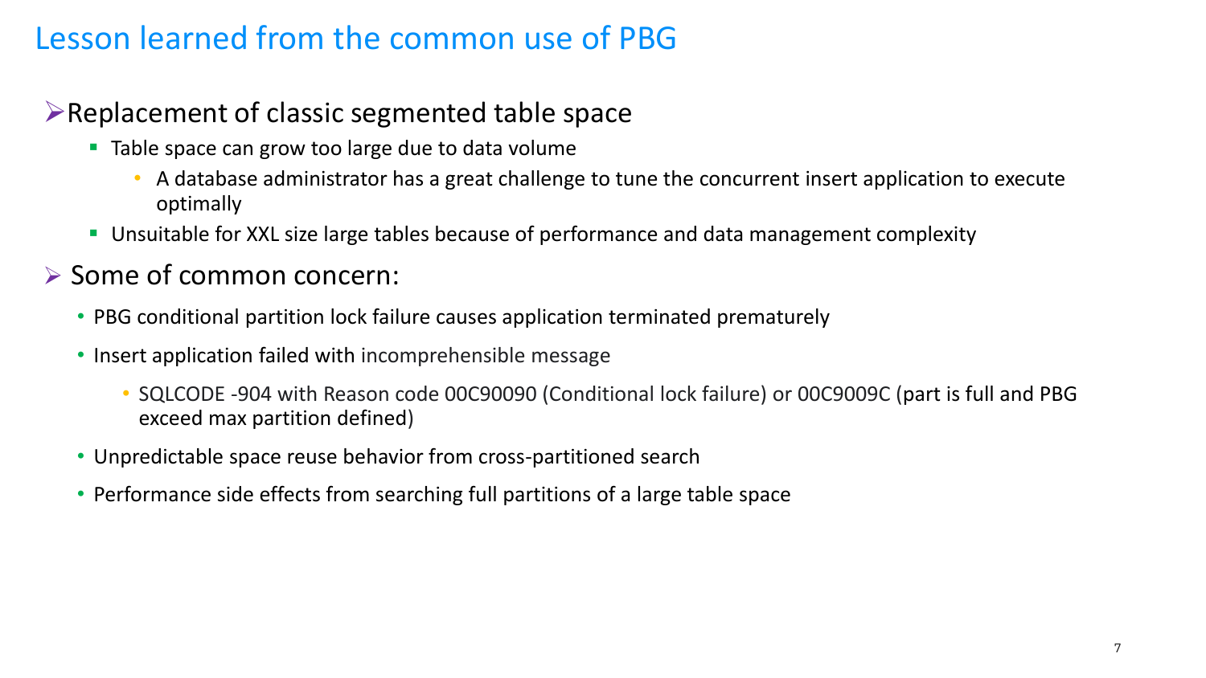# Lesson learned from the common use of PBG

- Replacement of classic segmented table space
  - Table space can grow too large due to data volume
    - A database administrator has a great challenge to tune the concurrent insert application to execute optimally
  - Unsuitable for XXL size large tables because of performance and data management complexity

- Some of common concern:
  - PBG conditional partition lock failure causes application terminated prematurely
  - Insert application failed with incomprehensible message
    - SQLCODE -904 with Reason code 00C90090 (Conditional lock failure) or 00C9009C (part is full and PBG exceed max partition defined)
  - Unpredictable space reuse behavior from cross-partitioned search
  - Performance side effects from searching full partitions of a large table space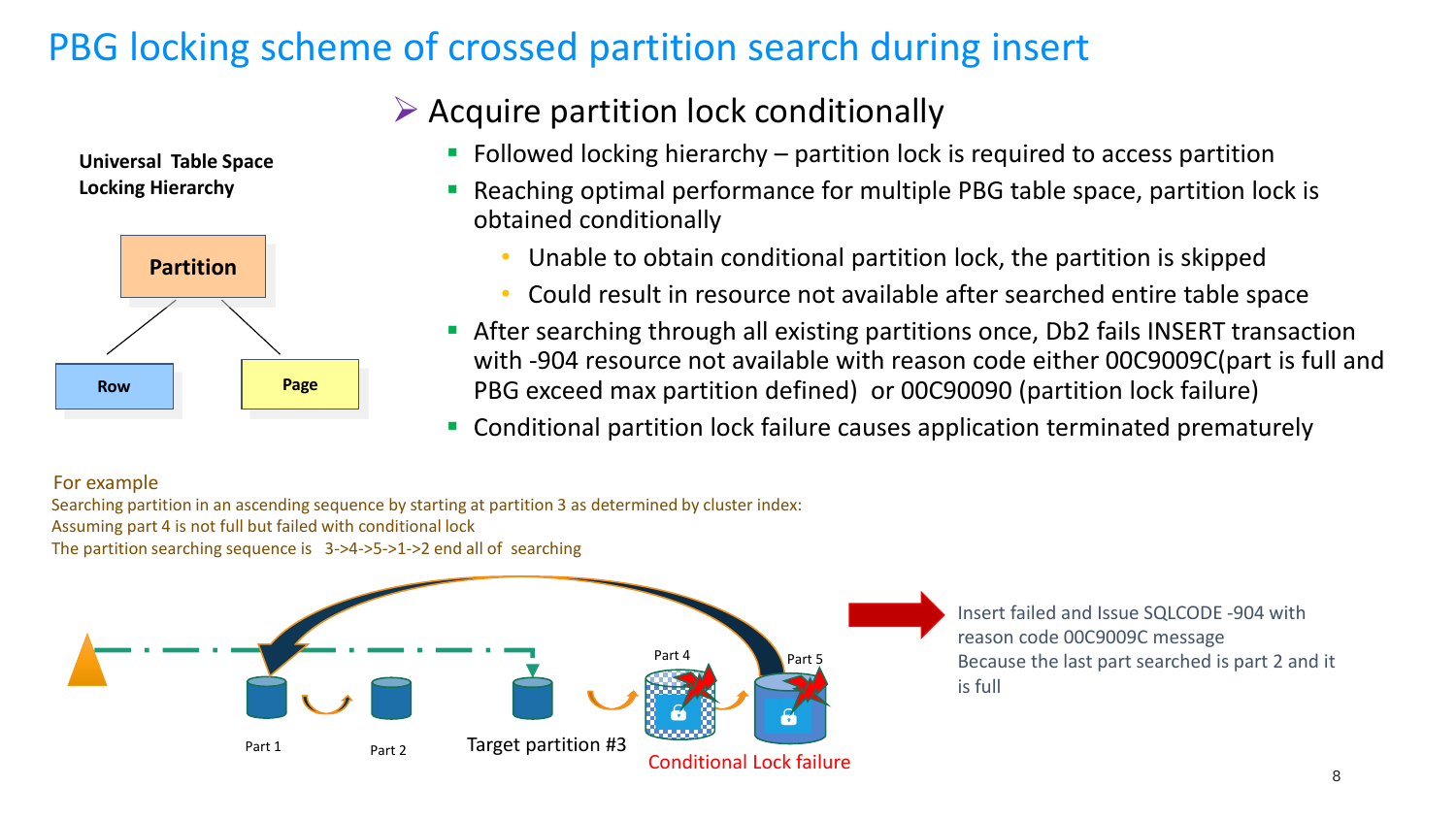# PBG locking scheme of crossed partition search during insert

**Universal Table Space Locking Hierarchy**

Partition

Row

Page

- Acquire partition lock conditionally
  - Followed locking hierarchy – partition lock is required to access partition
  - Reaching optimal performance for multiple PBG table space, partition lock is obtained conditionally
    - Unable to obtain conditional partition lock, the partition is skipped
    - Could result in resource not available after searched entire table space
  - After searching through all existing partitions once, Db2 fails INSERT transaction with -904 resource not available with reason code either 00C9009C(part is full and PBG exceed max partition defined) or 00C90090 (partition lock failure)
  - Conditional partition lock failure causes application terminated prematurely

For example

Searching partition in an ascending sequence by starting at partition 3 as determined by cluster index:

Assuming part 4 is not full but failed with conditional lock

The partition searching sequence is 3->4->5->1->2 end all of searching

Part 1 | Part 2 | Target partition #3 | Part 4 | Part 5

Conditional Lock failure

Insert failed and Issue SQLCODE -904 with reason code 00C9009C message Because the last part searched is part 2 and it is full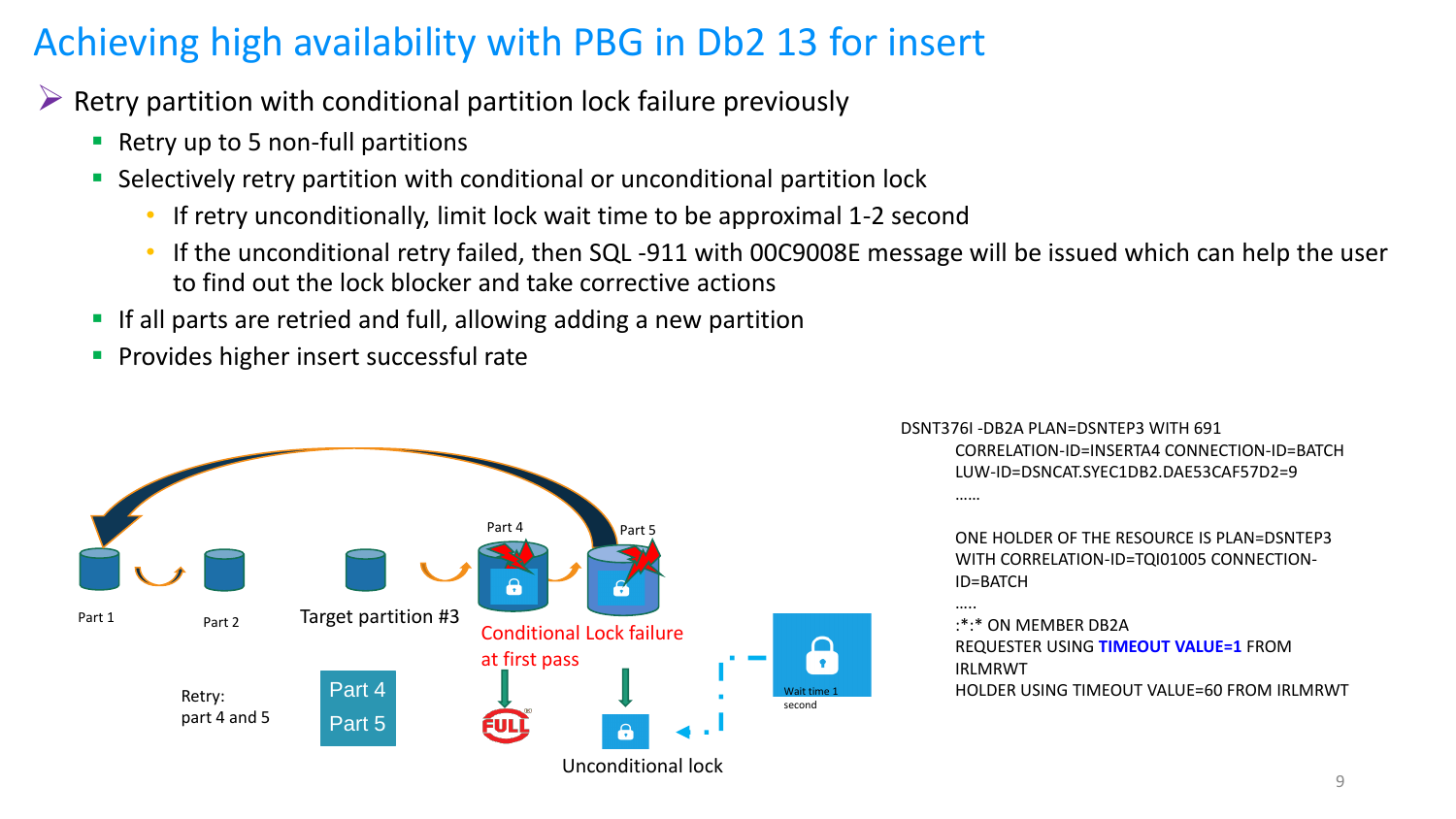# Achieving high availability with PBG in Db2 13 for insert

- Retry partition with conditional partition lock failure previously
  - Retry up to 5 non-full partitions
  - Selectively retry partition with conditional or unconditional partition lock
    - If retry unconditionally, limit lock wait time to be approximal 1-2 second
    - If the unconditional retry failed, then SQL -911 with 00C9008E message will be issued which can help the user to find out the lock blocker and take corrective actions
  - If all parts are retried and full, allowing adding a new partition
  - Provides higher insert successful rate

Part 1 | Part 2 | Target partition #3 | Part 4 | Part 5

Conditional Lock failure at first pass

Retry: part 4 and 5

Part 4
Part 5

FULL

Unconditional lock

Wait time 1 second

```
DSNT376I -DB2A PLAN=DSNTEP3 WITH 691
        CORRELATION-ID=INSERTA4 CONNECTION-ID=BATCH
        LUW-ID=DSNCAT.SYEC1DB2.DAE53CAF57D2=9
        ……

        ONE HOLDER OF THE RESOURCE IS PLAN=DSNTEP3
        WITH CORRELATION-ID=TQI01005 CONNECTION-
        ID=BATCH
        …..
        :*:* ON MEMBER DB2A
        REQUESTER USING TIMEOUT VALUE=1 FROM
        IRLMRWT
        HOLDER USING TIMEOUT VALUE=60 FROM IRLMRWT
```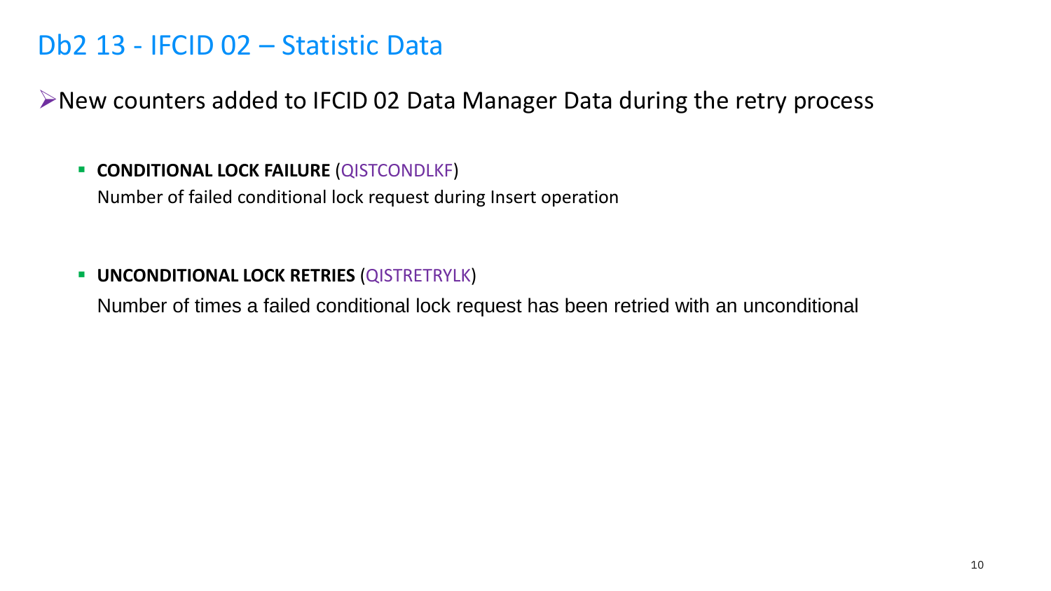# Db2 13 - IFCID 02 – Statistic Data

- New counters added to IFCID 02 Data Manager Data during the retry process

  - **CONDITIONAL LOCK FAILURE** (QISTCONDLKF)
    Number of failed conditional lock request during Insert operation

  - **UNCONDITIONAL LOCK RETRIES** (QISTRETRYLK)
    Number of times a failed conditional lock request has been retried with an unconditional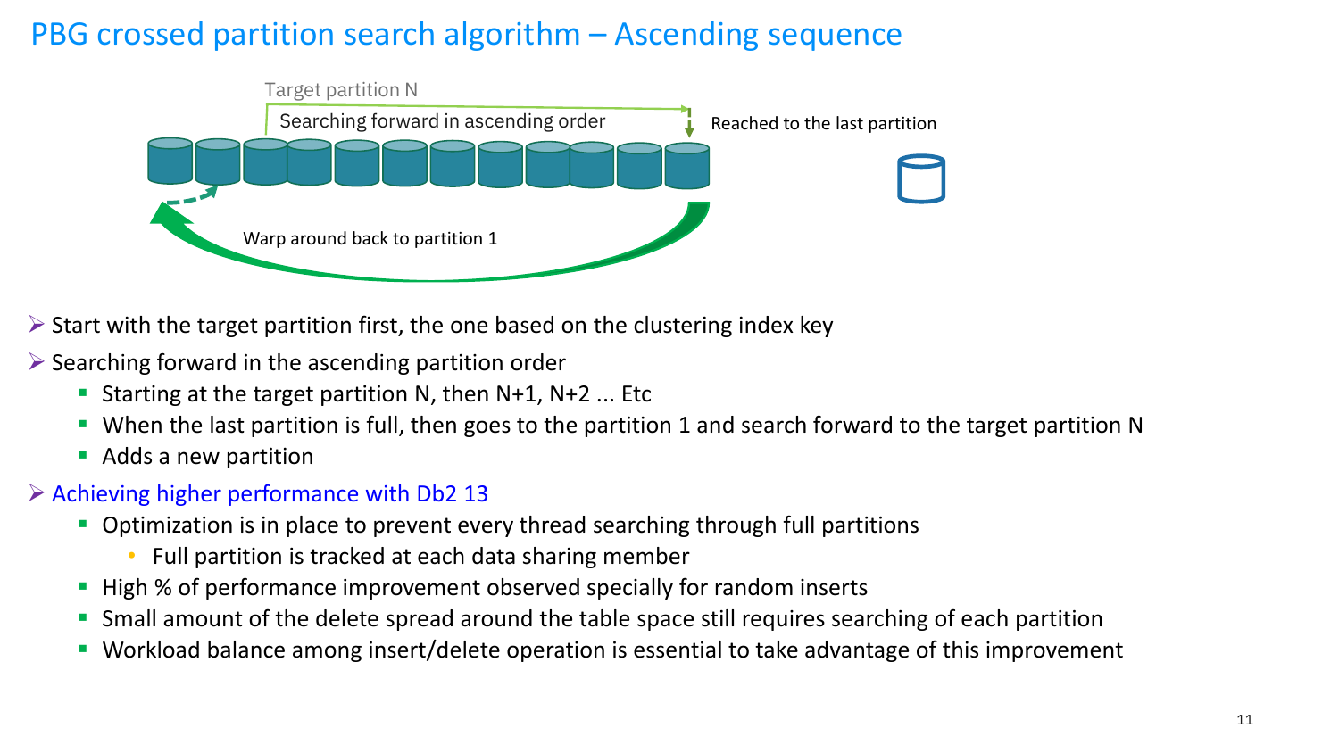# PBG crossed partition search algorithm – Ascending sequence

Target partition N

Searching forward in ascending order

Reached to the last partition

Warp around back to partition 1

- Start with the target partition first, the one based on the clustering index key
- Searching forward in the ascending partition order
  - Starting at the target partition N, then N+1, N+2 ... Etc
  - When the last partition is full, then goes to the partition 1 and search forward to the target partition N
  - Adds a new partition
- Achieving higher performance with Db2 13
  - Optimization is in place to prevent every thread searching through full partitions
    - Full partition is tracked at each data sharing member
  - High % of performance improvement observed specially for random inserts
  - Small amount of the delete spread around the table space still requires searching of each partition
  - Workload balance among insert/delete operation is essential to take advantage of this improvement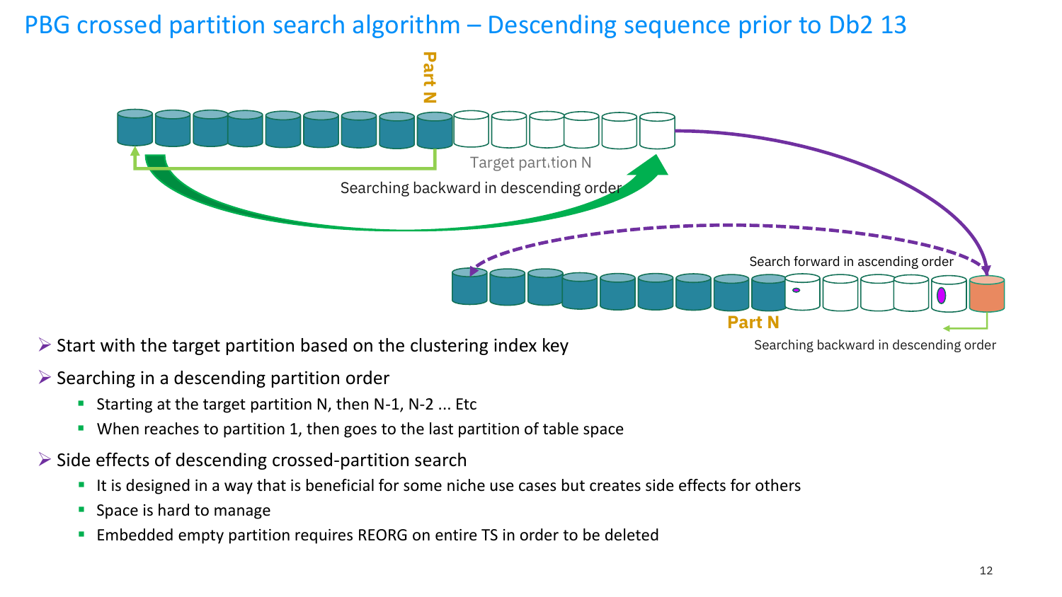# PBG crossed partition search algorithm – Descending sequence prior to Db2 13

Part N

Target partition N

Searching backward in descending order

Search forward in ascending order

Part N

Searching backward in descending order

- Start with the target partition based on the clustering index key
- Searching in a descending partition order
  - Starting at the target partition N, then N-1, N-2 ... Etc
  - When reaches to partition 1, then goes to the last partition of table space
- Side effects of descending crossed-partition search
  - It is designed in a way that is beneficial for some niche use cases but creates side effects for others
  - Space is hard to manage
  - Embedded empty partition requires REORG on entire TS in order to be deleted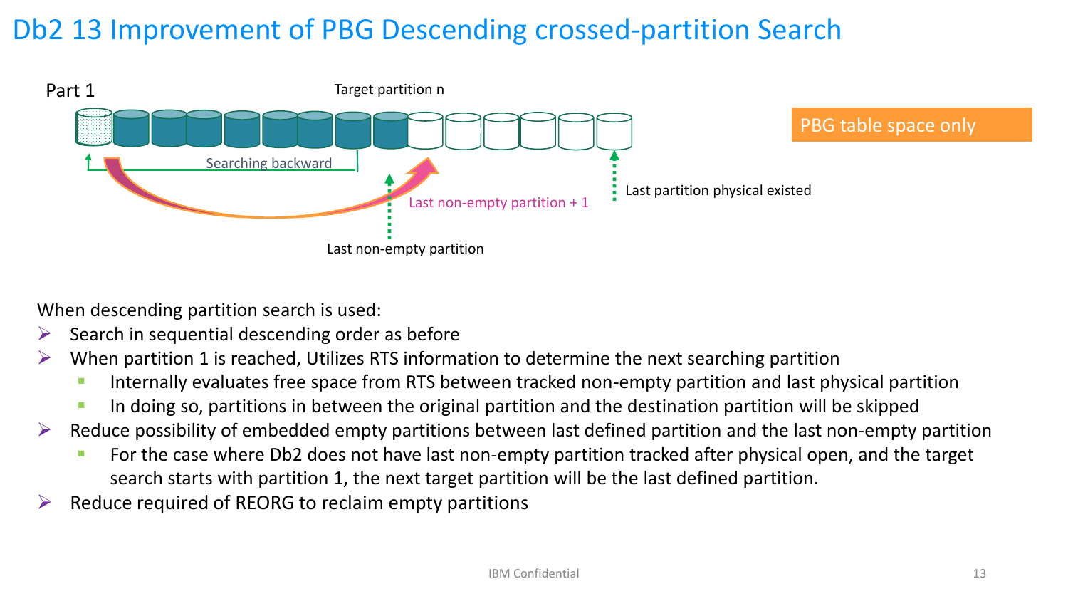# Db2 13 Improvement of PBG Descending crossed-partition Search

Part 1

Target partition n

Searching backward

Last non-empty partition + 1

Last partition physical existed

Last non-empty partition

PBG table space only

When descending partition search is used:

- Search in sequential descending order as before
- When partition 1 is reached, Utilizes RTS information to determine the next searching partition
  - Internally evaluates free space from RTS between tracked non-empty partition and last physical partition
  - In doing so, partitions in between the original partition and the destination partition will be skipped
- Reduce possibility of embedded empty partitions between last defined partition and the last non-empty partition
  - For the case where Db2 does not have last non-empty partition tracked after physical open, and the target search starts with partition 1, the next target partition will be the last defined partition.
- Reduce required of REORG to reclaim empty partitions

IBM Confidential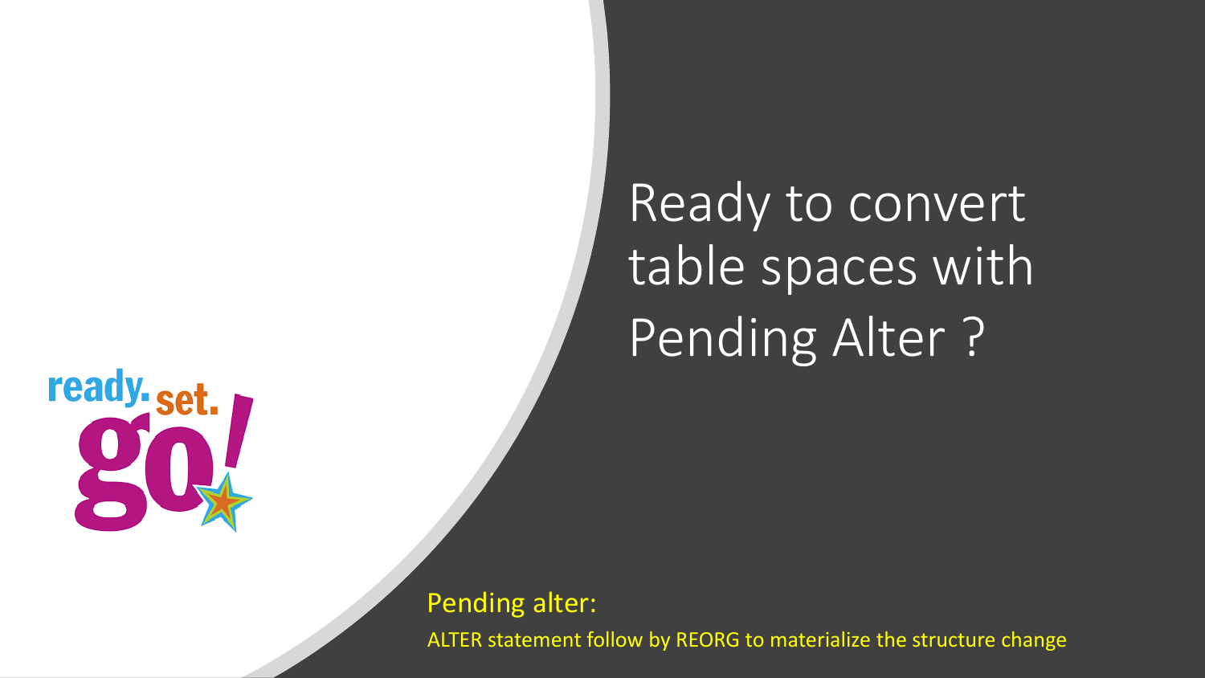# Ready to convert table spaces with Pending Alter ?

Pending alter:

ALTER statement follow by REORG to materialize the structure change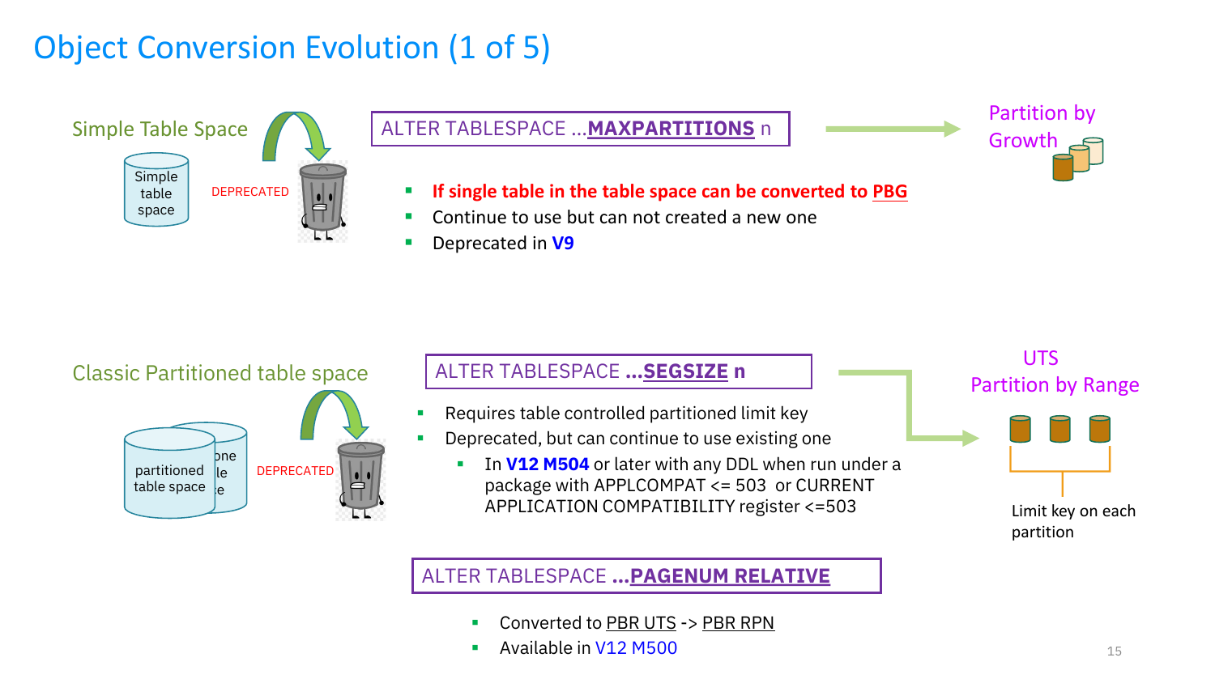# Object Conversion Evolution (1 of 5)

## Simple Table Space

Simple table space — DEPRECATED

ALTER TABLESPACE ...**MAXPARTITIONS** n → Partition by Growth

- **If single table in the table space can be converted to PBG**
- Continue to use but can not created a new one
- Deprecated in **V9**

## Classic Partitioned table space

partitioned table space — DEPRECATED

ALTER TABLESPACE ...**SEGSIZE n** → UTS Partition by Range (Limit key on each partition)

- Requires table controlled partitioned limit key
- Deprecated, but can continue to use existing one
  - In **V12 M504** or later with any DDL when run under a package with APPLCOMPAT <= 503 or CURRENT APPLICATION COMPATIBILITY register <=503

ALTER TABLESPACE ...**PAGENUM RELATIVE**

- Converted to PBR UTS -> PBR RPN
- Available in V12 M500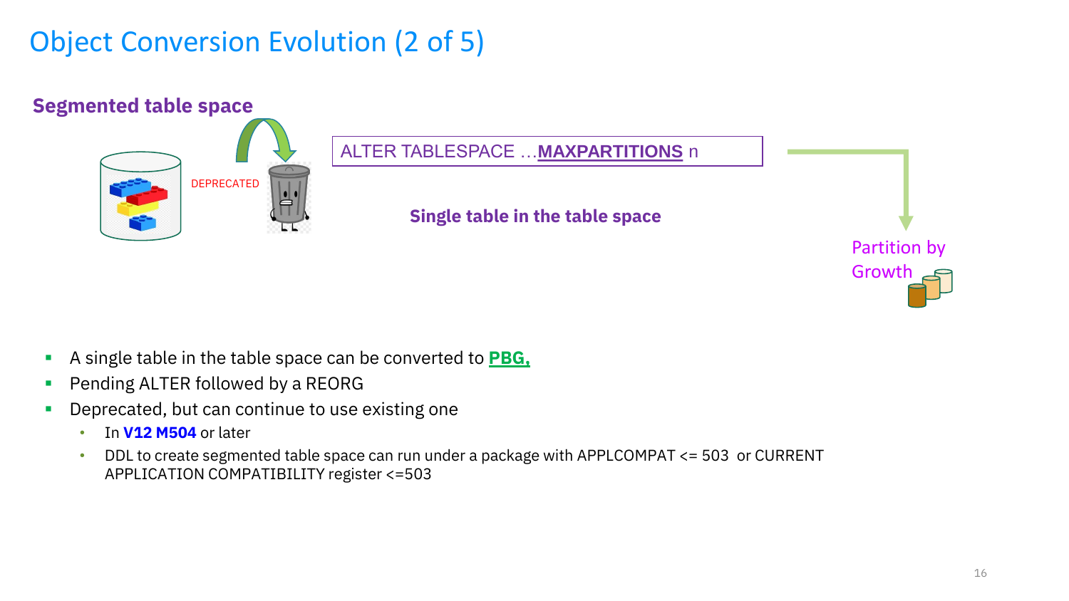# Object Conversion Evolution (2 of 5)

**Segmented table space**

DEPRECATED

ALTER TABLESPACE …**MAXPARTITIONS** n

**Single table in the table space**

Partition by Growth

- A single table in the table space can be converted to **PBG,**
- Pending ALTER followed by a REORG
- Deprecated, but can continue to use existing one
  - In **V12 M504** or later
  - DDL to create segmented table space can run under a package with APPLCOMPAT <= 503 or CURRENT APPLICATION COMPATIBILITY register <=503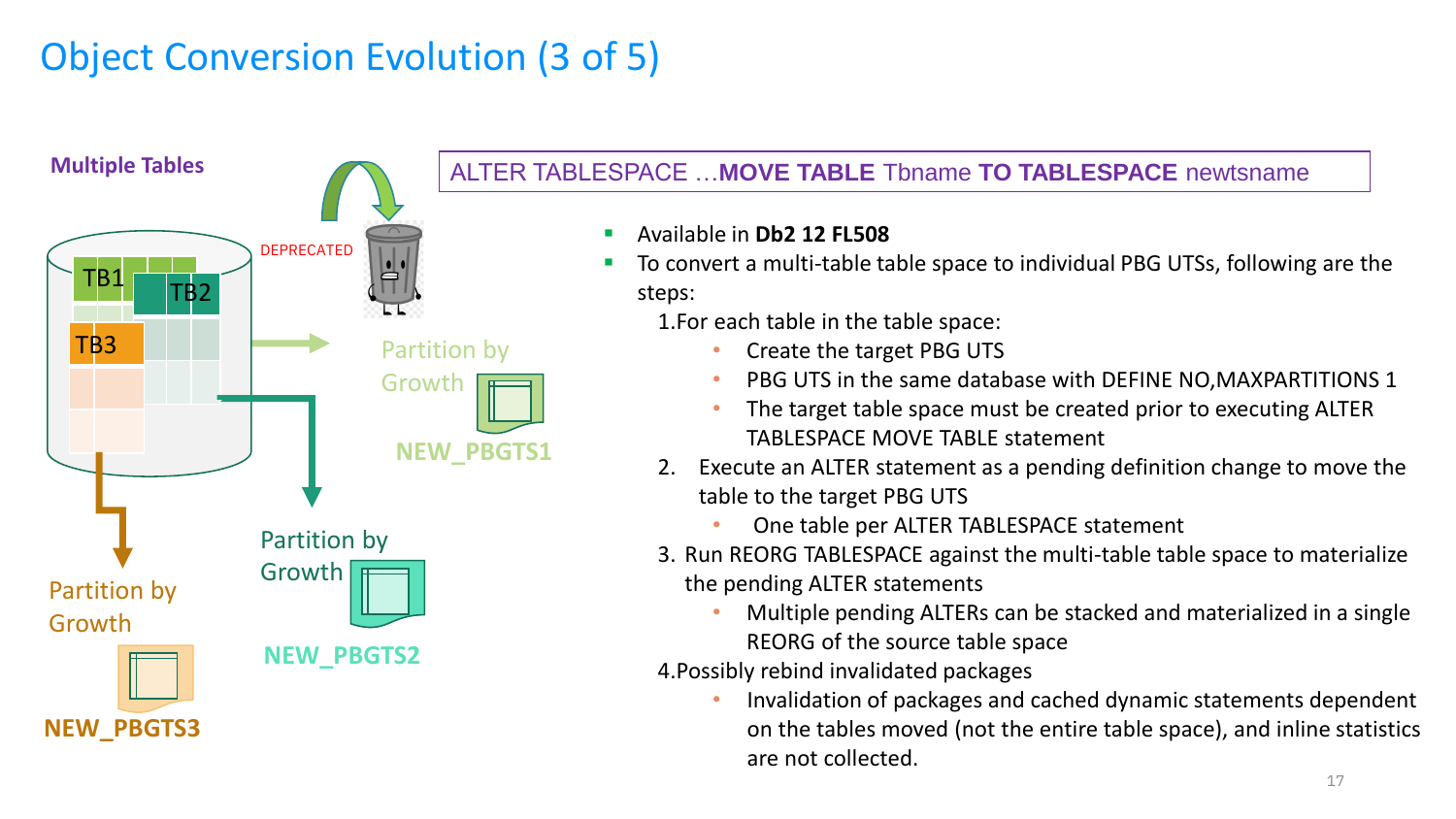# Object Conversion Evolution (3 of 5)

**Multiple Tables**

TB1 TB2 TB3

DEPRECATED

Partition by Growth **NEW_PBGTS1**

Partition by Growth **NEW_PBGTS2**

Partition by Growth **NEW_PBGTS3**

ALTER TABLESPACE …**MOVE TABLE** Tbname **TO TABLESPACE** newtsname

- Available in **Db2 12 FL508**
- To convert a multi-table table space to individual PBG UTSs, following are the steps:
  1. For each table in the table space:
     - Create the target PBG UTS
     - PBG UTS in the same database with DEFINE NO,MAXPARTITIONS 1
     - The target table space must be created prior to executing ALTER TABLESPACE MOVE TABLE statement
  2. Execute an ALTER statement as a pending definition change to move the table to the target PBG UTS
     - One table per ALTER TABLESPACE statement
  3. Run REORG TABLESPACE against the multi-table table space to materialize the pending ALTER statements
     - Multiple pending ALTERs can be stacked and materialized in a single REORG of the source table space
  4. Possibly rebind invalidated packages
     - Invalidation of packages and cached dynamic statements dependent on the tables moved (not the entire table space), and inline statistics are not collected.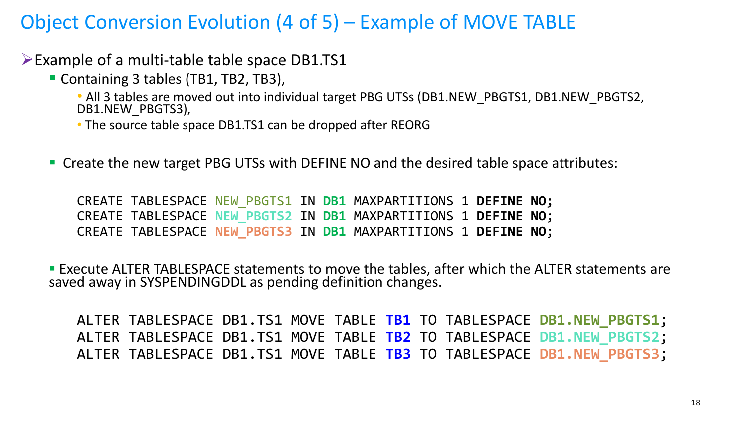# Object Conversion Evolution (4 of 5) – Example of MOVE TABLE

- Example of a multi-table table space DB1.TS1
  - Containing 3 tables (TB1, TB2, TB3),
    - All 3 tables are moved out into individual target PBG UTSs (DB1.NEW_PBGTS1, DB1.NEW_PBGTS2, DB1.NEW_PBGTS3),
    - The source table space DB1.TS1 can be dropped after REORG
  - Create the new target PBG UTSs with DEFINE NO and the desired table space attributes:

```
CREATE TABLESPACE NEW_PBGTS1 IN DB1 MAXPARTITIONS 1 DEFINE NO;
CREATE TABLESPACE NEW_PBGTS2 IN DB1 MAXPARTITIONS 1 DEFINE NO;
CREATE TABLESPACE NEW_PBGTS3 IN DB1 MAXPARTITIONS 1 DEFINE NO;
```

  - Execute ALTER TABLESPACE statements to move the tables, after which the ALTER statements are saved away in SYSPENDINGDDL as pending definition changes.

```
ALTER TABLESPACE DB1.TS1 MOVE TABLE TB1 TO TABLESPACE DB1.NEW_PBGTS1;
ALTER TABLESPACE DB1.TS1 MOVE TABLE TB2 TO TABLESPACE DB1.NEW_PBGTS2;
ALTER TABLESPACE DB1.TS1 MOVE TABLE TB3 TO TABLESPACE DB1.NEW_PBGTS3;
```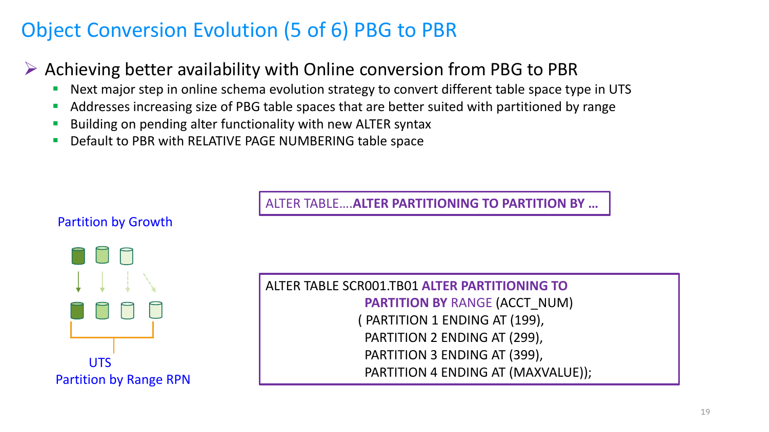# Object Conversion Evolution (5 of 6) PBG to PBR

- Achieving better availability with Online conversion from PBG to PBR
  - Next major step in online schema evolution strategy to convert different table space type in UTS
  - Addresses increasing size of PBG table spaces that are better suited with partitioned by range
  - Building on pending alter functionality with new ALTER syntax
  - Default to PBR with RELATIVE PAGE NUMBERING table space

Partition by Growth

UTS
Partition by Range RPN

```
ALTER TABLE….ALTER PARTITIONING TO PARTITION BY …
```

```
ALTER TABLE SCR001.TB01 ALTER PARTITIONING TO
                        PARTITION BY RANGE (ACCT_NUM)
                       ( PARTITION 1 ENDING AT (199),
                        PARTITION 2 ENDING AT (299),
                        PARTITION 3 ENDING AT (399),
                        PARTITION 4 ENDING AT (MAXVALUE));
```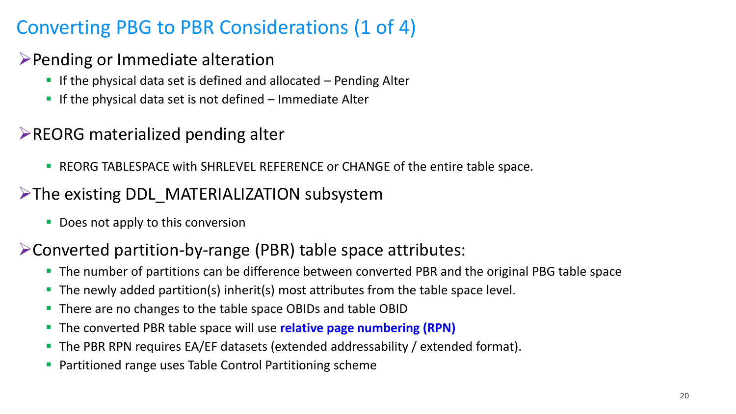# Converting PBG to PBR Considerations (1 of 4)

## Pending or Immediate alteration

- If the physical data set is defined and allocated – Pending Alter
- If the physical data set is not defined – Immediate Alter

## REORG materialized pending alter

- REORG TABLESPACE with SHRLEVEL REFERENCE or CHANGE of the entire table space.

## The existing DDL_MATERIALIZATION subsystem

- Does not apply to this conversion

## Converted partition-by-range (PBR) table space attributes:

- The number of partitions can be difference between converted PBR and the original PBG table space
- The newly added partition(s) inherit(s) most attributes from the table space level.
- There are no changes to the table space OBIDs and table OBID
- The converted PBR table space will use **relative page numbering (RPN)**
- The PBR RPN requires EA/EF datasets (extended addressability / extended format).
- Partitioned range uses Table Control Partitioning scheme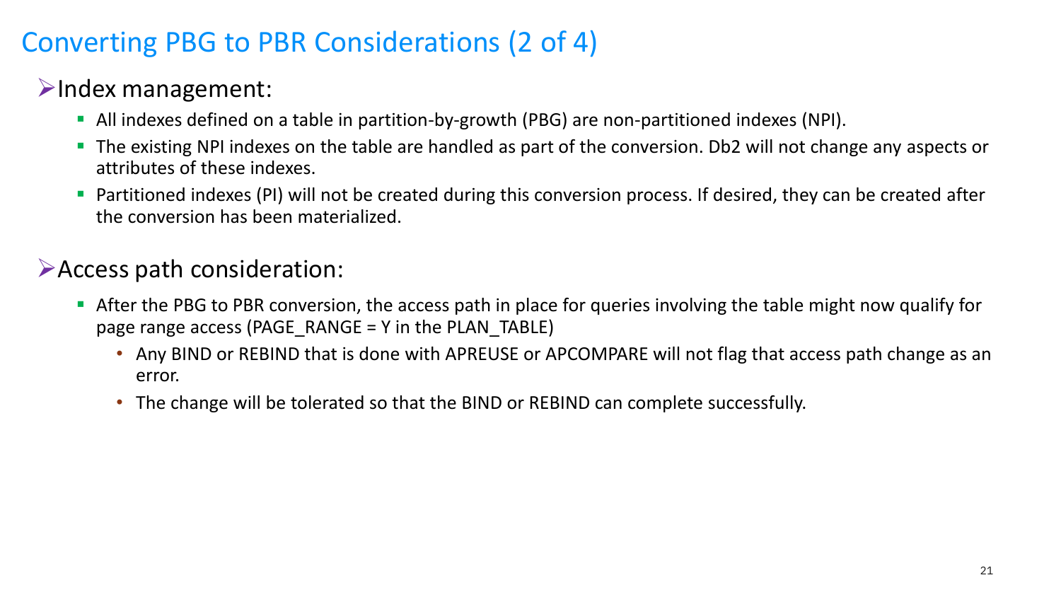# Converting PBG to PBR Considerations (2 of 4)

## Index management:

- All indexes defined on a table in partition-by-growth (PBG) are non-partitioned indexes (NPI).
- The existing NPI indexes on the table are handled as part of the conversion. Db2 will not change any aspects or attributes of these indexes.
- Partitioned indexes (PI) will not be created during this conversion process. If desired, they can be created after the conversion has been materialized.

## Access path consideration:

- After the PBG to PBR conversion, the access path in place for queries involving the table might now qualify for page range access (PAGE_RANGE = Y in the PLAN_TABLE)
  - Any BIND or REBIND that is done with APREUSE or APCOMPARE will not flag that access path change as an error.
  - The change will be tolerated so that the BIND or REBIND can complete successfully.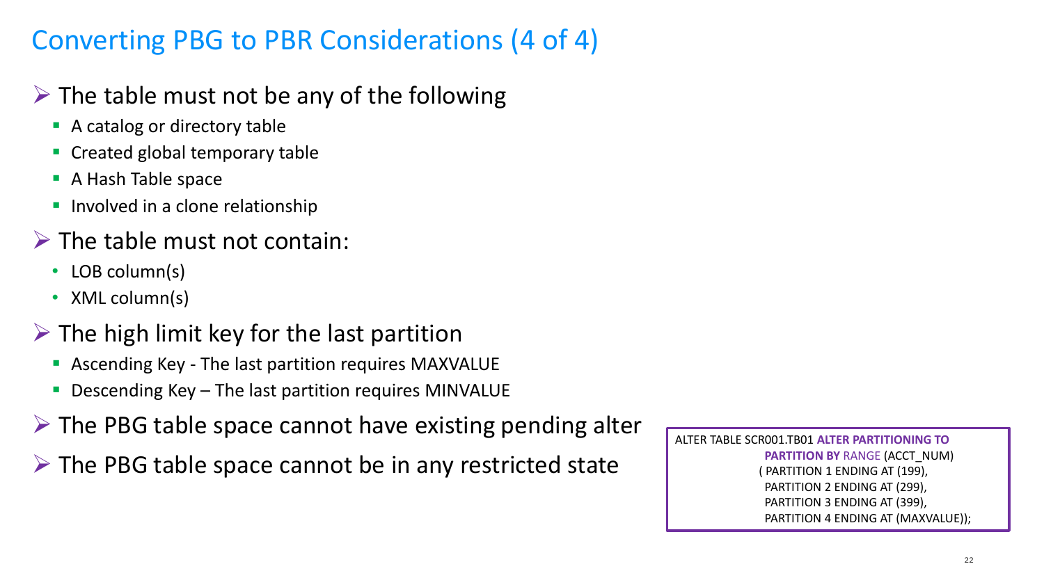# Converting PBG to PBR Considerations (4 of 4)

- The table must not be any of the following
  - A catalog or directory table
  - Created global temporary table
  - A Hash Table space
  - Involved in a clone relationship
- The table must not contain:
  - LOB column(s)
  - XML column(s)
- The high limit key for the last partition
  - Ascending Key - The last partition requires MAXVALUE
  - Descending Key – The last partition requires MINVALUE
- The PBG table space cannot have existing pending alter
- The PBG table space cannot be in any restricted state

```
ALTER TABLE SCR001.TB01 ALTER PARTITIONING TO
                PARTITION BY RANGE (ACCT_NUM)
               ( PARTITION 1 ENDING AT (199),
                PARTITION 2 ENDING AT (299),
                PARTITION 3 ENDING AT (399),
                PARTITION 4 ENDING AT (MAXVALUE));
```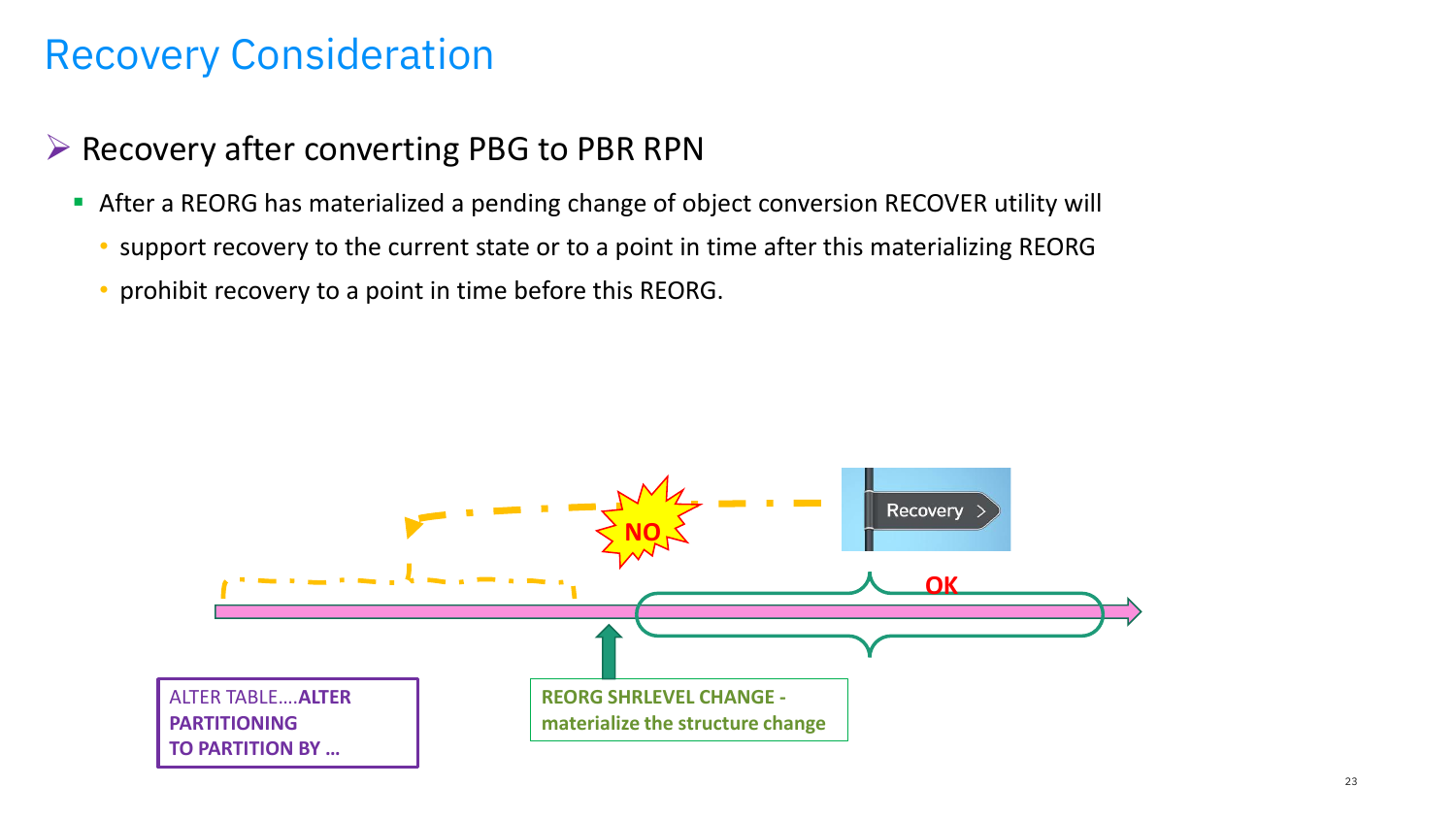# Recovery Consideration

- Recovery after converting PBG to PBR RPN
  - After a REORG has materialized a pending change of object conversion RECOVER utility will
    - support recovery to the current state or to a point in time after this materializing REORG
    - prohibit recovery to a point in time before this REORG.

Recovery

NO

OK

ALTER TABLE….**ALTER PARTITIONING TO PARTITION BY …**

**REORG SHRLEVEL CHANGE - materialize the structure change**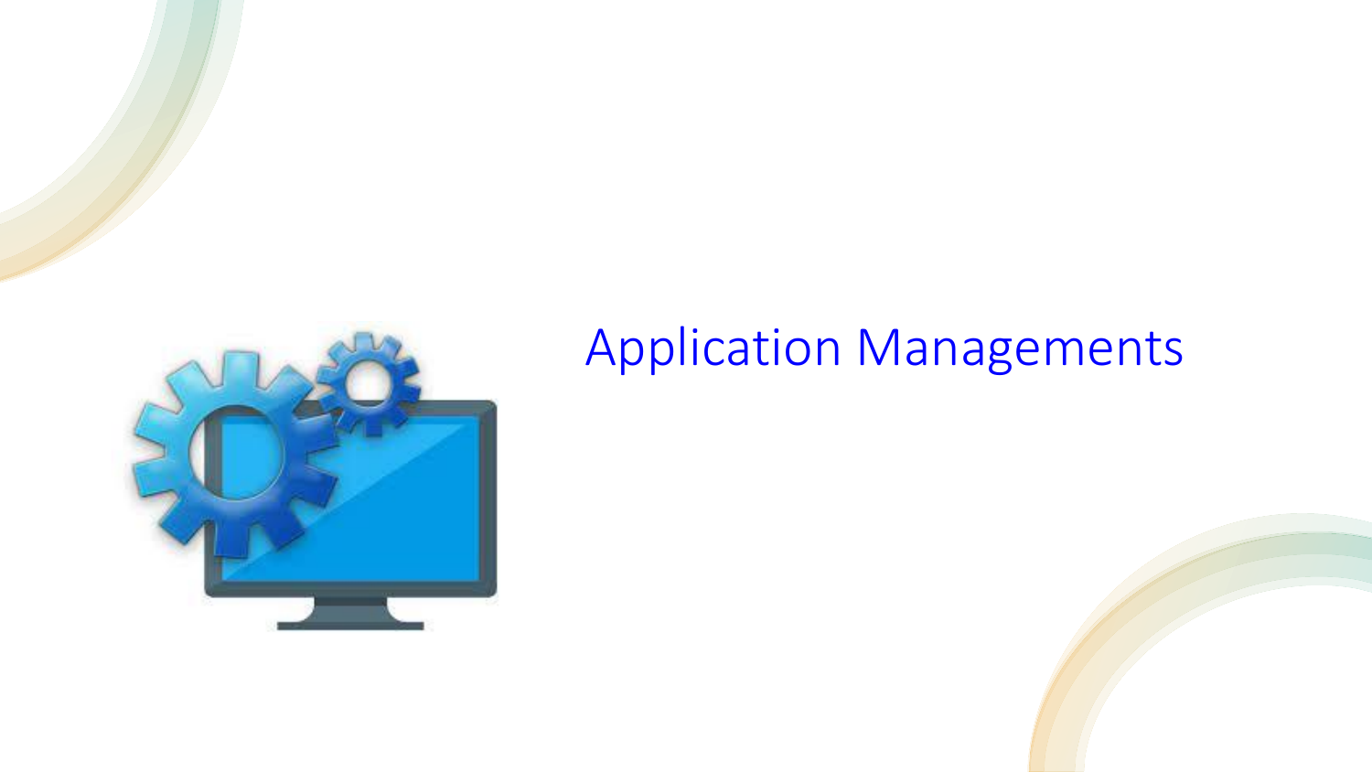# Application Managements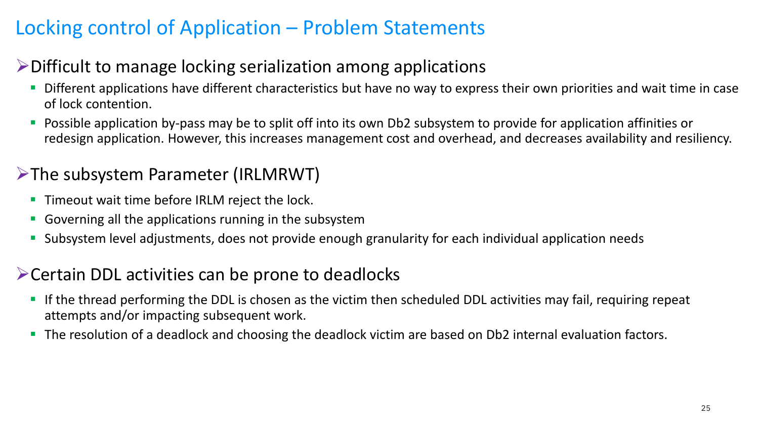# Locking control of Application – Problem Statements

## Difficult to manage locking serialization among applications

- Different applications have different characteristics but have no way to express their own priorities and wait time in case of lock contention.
- Possible application by-pass may be to split off into its own Db2 subsystem to provide for application affinities or redesign application. However, this increases management cost and overhead, and decreases availability and resiliency.

## The subsystem Parameter (IRLMRWT)

- Timeout wait time before IRLM reject the lock.
- Governing all the applications running in the subsystem
- Subsystem level adjustments, does not provide enough granularity for each individual application needs

## Certain DDL activities can be prone to deadlocks

- If the thread performing the DDL is chosen as the victim then scheduled DDL activities may fail, requiring repeat attempts and/or impacting subsequent work.
- The resolution of a deadlock and choosing the deadlock victim are based on Db2 internal evaluation factors.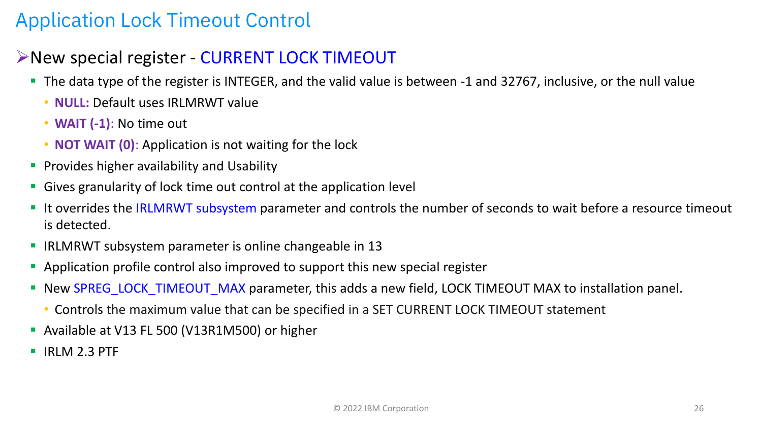# Application Lock Timeout Control

## New special register - CURRENT LOCK TIMEOUT

- The data type of the register is INTEGER, and the valid value is between -1 and 32767, inclusive, or the null value
  - **NULL:** Default uses IRLMRWT value
  - **WAIT (-1)**: No time out
  - **NOT WAIT (0)**: Application is not waiting for the lock
- Provides higher availability and Usability
- Gives granularity of lock time out control at the application level
- It overrides the IRLMRWT subsystem parameter and controls the number of seconds to wait before a resource timeout is detected.
- IRLMRWT subsystem parameter is online changeable in 13
- Application profile control also improved to support this new special register
- New SPREG_LOCK_TIMEOUT_MAX parameter, this adds a new field, LOCK TIMEOUT MAX to installation panel.
  - Controls the maximum value that can be specified in a SET CURRENT LOCK TIMEOUT statement
- Available at V13 FL 500 (V13R1M500) or higher
- IRLM 2.3 PTF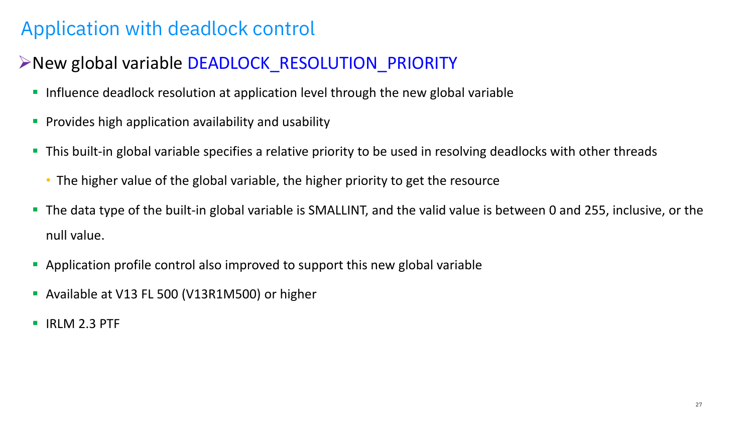# Application with deadlock control

## New global variable DEADLOCK_RESOLUTION_PRIORITY

- Influence deadlock resolution at application level through the new global variable
- Provides high application availability and usability
- This built-in global variable specifies a relative priority to be used in resolving deadlocks with other threads
  - The higher value of the global variable, the higher priority to get the resource
- The data type of the built-in global variable is SMALLINT, and the valid value is between 0 and 255, inclusive, or the null value.
- Application profile control also improved to support this new global variable
- Available at V13 FL 500 (V13R1M500) or higher
- IRLM 2.3 PTF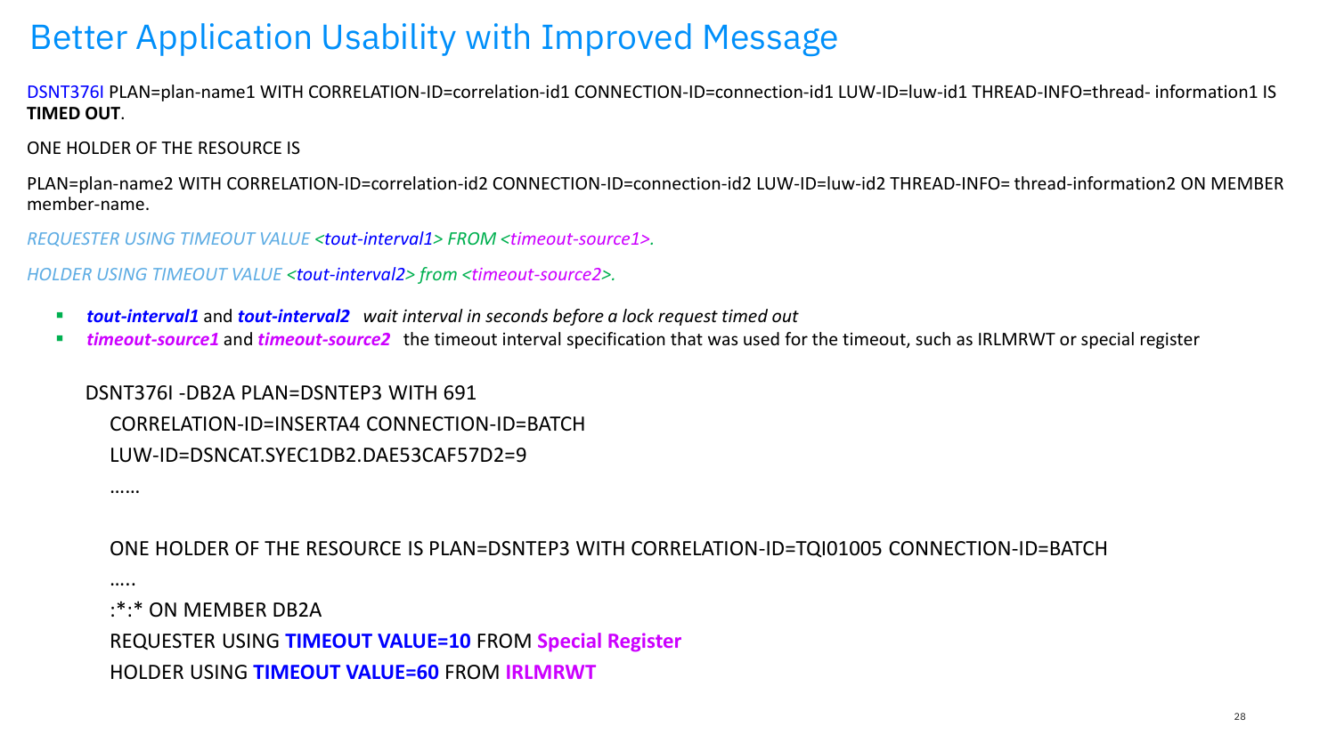# Better Application Usability with Improved Message

DSNT376I PLAN=plan-name1 WITH CORRELATION-ID=correlation-id1 CONNECTION-ID=connection-id1 LUW-ID=luw-id1 THREAD-INFO=thread- information1 IS **TIMED OUT**.

ONE HOLDER OF THE RESOURCE IS

PLAN=plan-name2 WITH CORRELATION-ID=correlation-id2 CONNECTION-ID=connection-id2 LUW-ID=luw-id2 THREAD-INFO= thread-information2 ON MEMBER member-name.

*REQUESTER USING TIMEOUT VALUE <tout-interval1> FROM <timeout-source1>.*

*HOLDER USING TIMEOUT VALUE <tout-interval2> from <timeout-source2>.*

- ***tout-interval1*** and ***tout-interval2*** *wait interval in seconds before a lock request timed out*
- ***timeout-source1*** and ***timeout-source2*** the timeout interval specification that was used for the timeout, such as IRLMRWT or special register

```
DSNT376I -DB2A PLAN=DSNTEP3 WITH 691
   CORRELATION-ID=INSERTA4 CONNECTION-ID=BATCH
   LUW-ID=DSNCAT.SYEC1DB2.DAE53CAF57D2=9
   ……

   ONE HOLDER OF THE RESOURCE IS PLAN=DSNTEP3 WITH CORRELATION-ID=TQI01005 CONNECTION-ID=BATCH
   …..
   :*:* ON MEMBER DB2A
   REQUESTER USING TIMEOUT VALUE=10 FROM Special Register
   HOLDER USING TIMEOUT VALUE=60 FROM IRLMRWT
```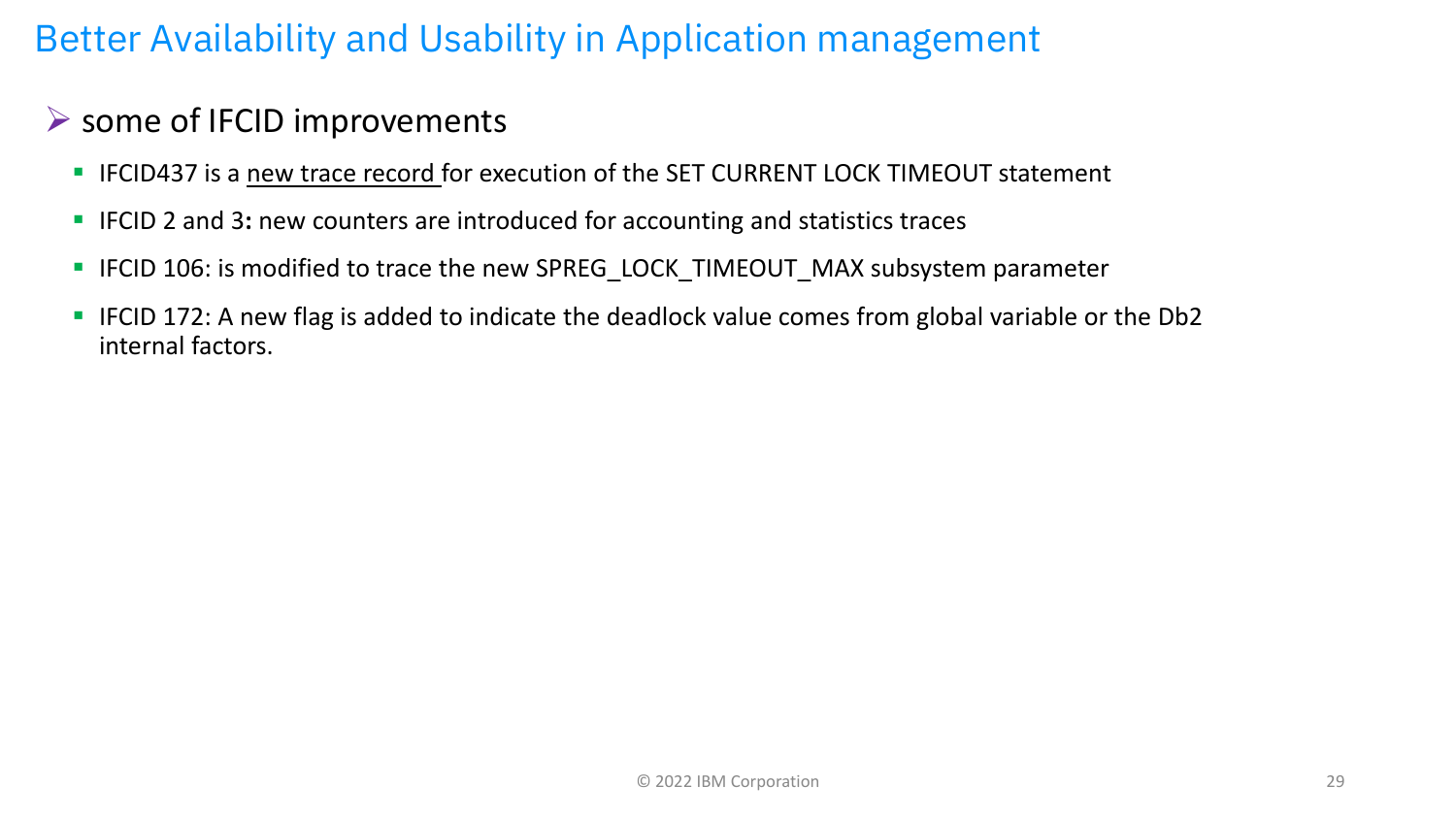# Better Availability and Usability in Application management

- some of IFCID improvements
  - IFCID437 is a <u>new trace record</u> for execution of the SET CURRENT LOCK TIMEOUT statement
  - IFCID 2 and 3**:** new counters are introduced for accounting and statistics traces
  - IFCID 106: is modified to trace the new SPREG_LOCK_TIMEOUT_MAX subsystem parameter
  - IFCID 172: A new flag is added to indicate the deadlock value comes from global variable or the Db2 internal factors.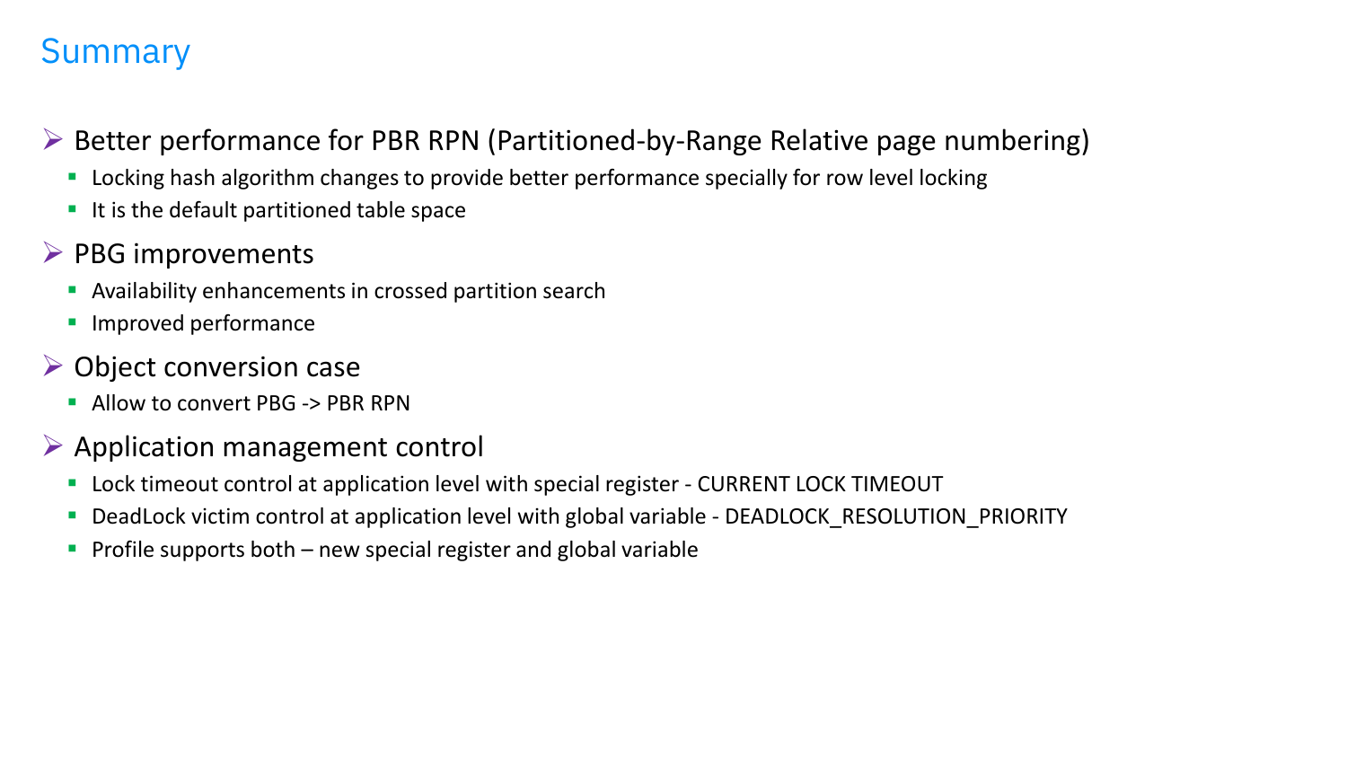# Summary

- Better performance for PBR RPN (Partitioned-by-Range Relative page numbering)
  - Locking hash algorithm changes to provide better performance specially for row level locking
  - It is the default partitioned table space
- PBG improvements
  - Availability enhancements in crossed partition search
  - Improved performance
- Object conversion case
  - Allow to convert PBG -> PBR RPN
- Application management control
  - Lock timeout control at application level with special register - CURRENT LOCK TIMEOUT
  - DeadLock victim control at application level with global variable - DEADLOCK_RESOLUTION_PRIORITY
  - Profile supports both – new special register and global variable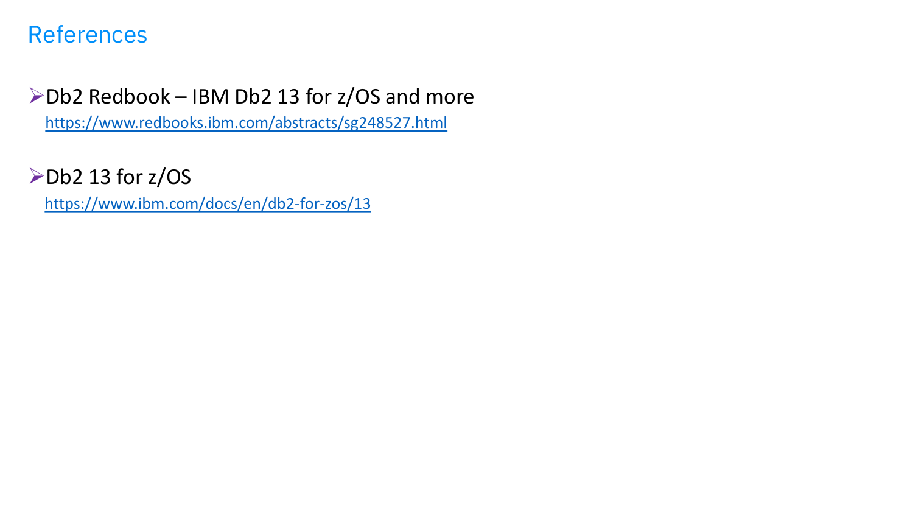# References

- Db2 Redbook – IBM Db2 13 for z/OS and more
  https://www.redbooks.ibm.com/abstracts/sg248527.html

- Db2 13 for z/OS
  https://www.ibm.com/docs/en/db2-for-zos/13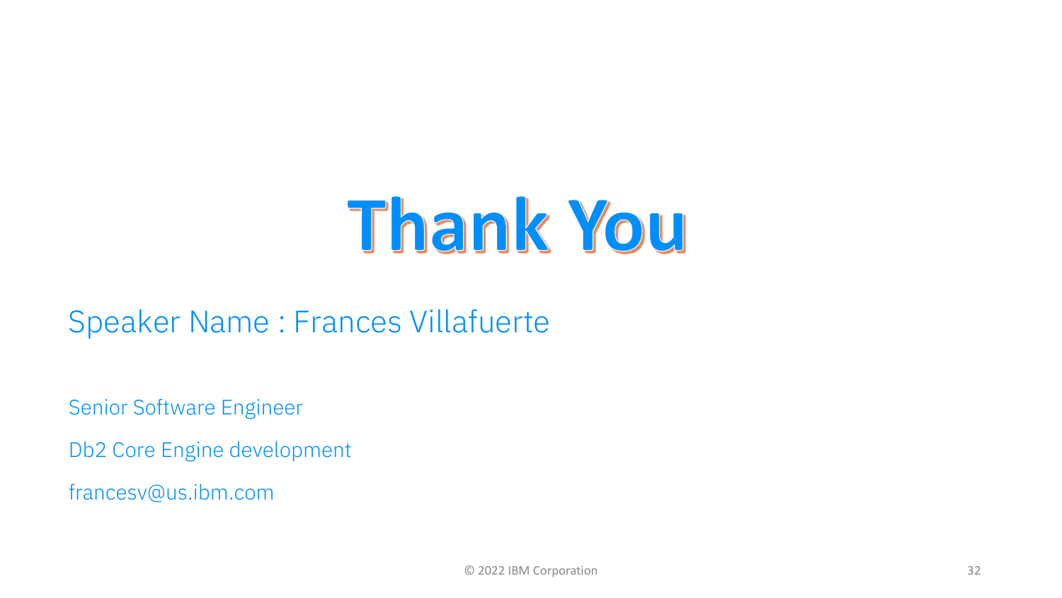# Thank You

Speaker Name : Frances Villafuerte

Senior Software Engineer

Db2 Core Engine development

francesv@us.ibm.com

© 2022 IBM Corporation